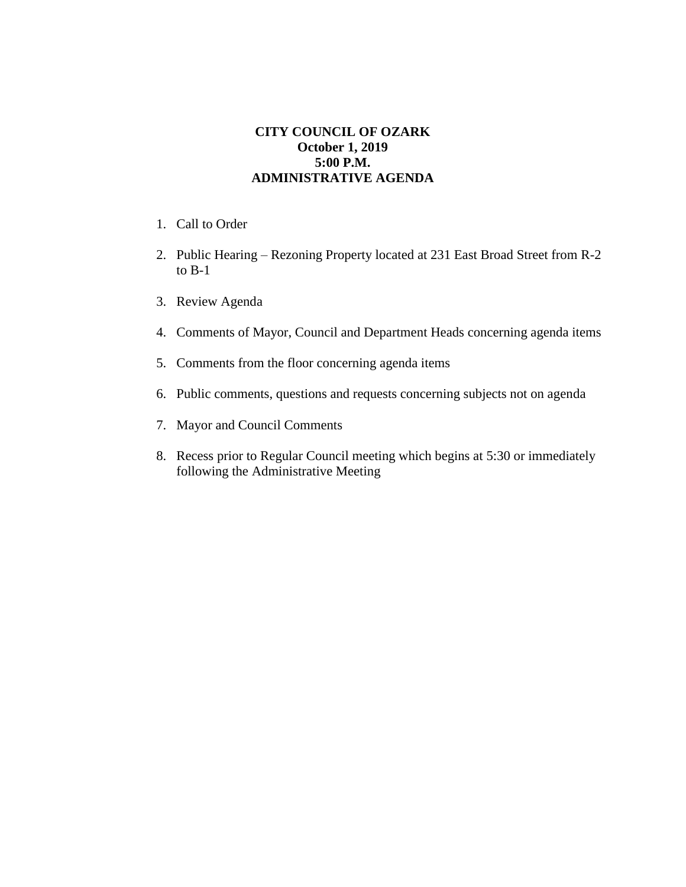**CITY COUNCIL OF OZARK**
**October 1, 2019**
**5:00 P.M.**
**ADMINISTRATIVE AGENDA**

1. Call to Order

2. Public Hearing – Rezoning Property located at 231 East Broad Street from R-2 to B-1

3. Review Agenda

4. Comments of Mayor, Council and Department Heads concerning agenda items

5. Comments from the floor concerning agenda items

6. Public comments, questions and requests concerning subjects not on agenda

7. Mayor and Council Comments

8. Recess prior to Regular Council meeting which begins at 5:30 or immediately following the Administrative Meeting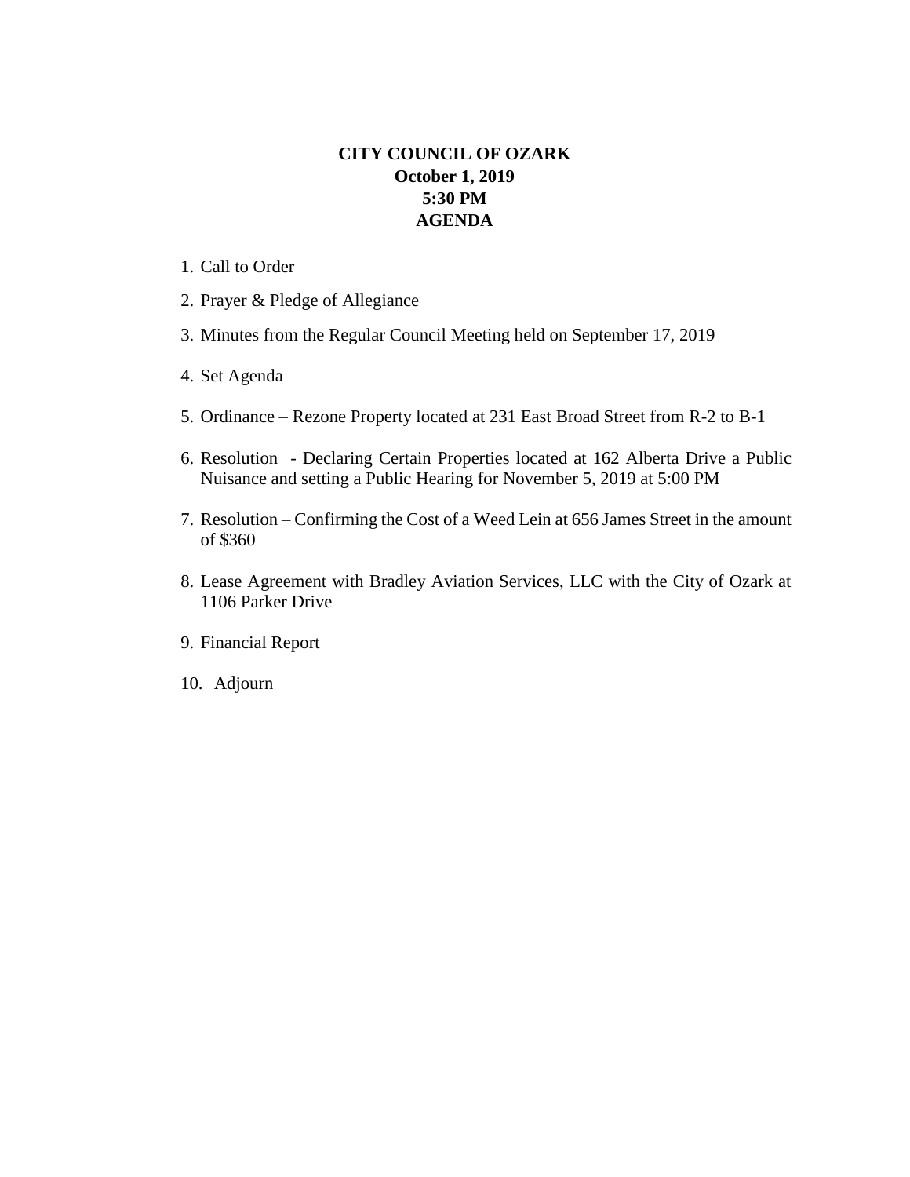# CITY COUNCIL OF OZARK
## October 1, 2019
## 5:30 PM
## AGENDA

1. Call to Order
2. Prayer & Pledge of Allegiance
3. Minutes from the Regular Council Meeting held on September 17, 2019
4. Set Agenda
5. Ordinance – Rezone Property located at 231 East Broad Street from R-2 to B-1
6. Resolution - Declaring Certain Properties located at 162 Alberta Drive a Public Nuisance and setting a Public Hearing for November 5, 2019 at 5:00 PM
7. Resolution – Confirming the Cost of a Weed Lein at 656 James Street in the amount of $360
8. Lease Agreement with Bradley Aviation Services, LLC with the City of Ozark at 1106 Parker Drive
9. Financial Report
10. Adjourn